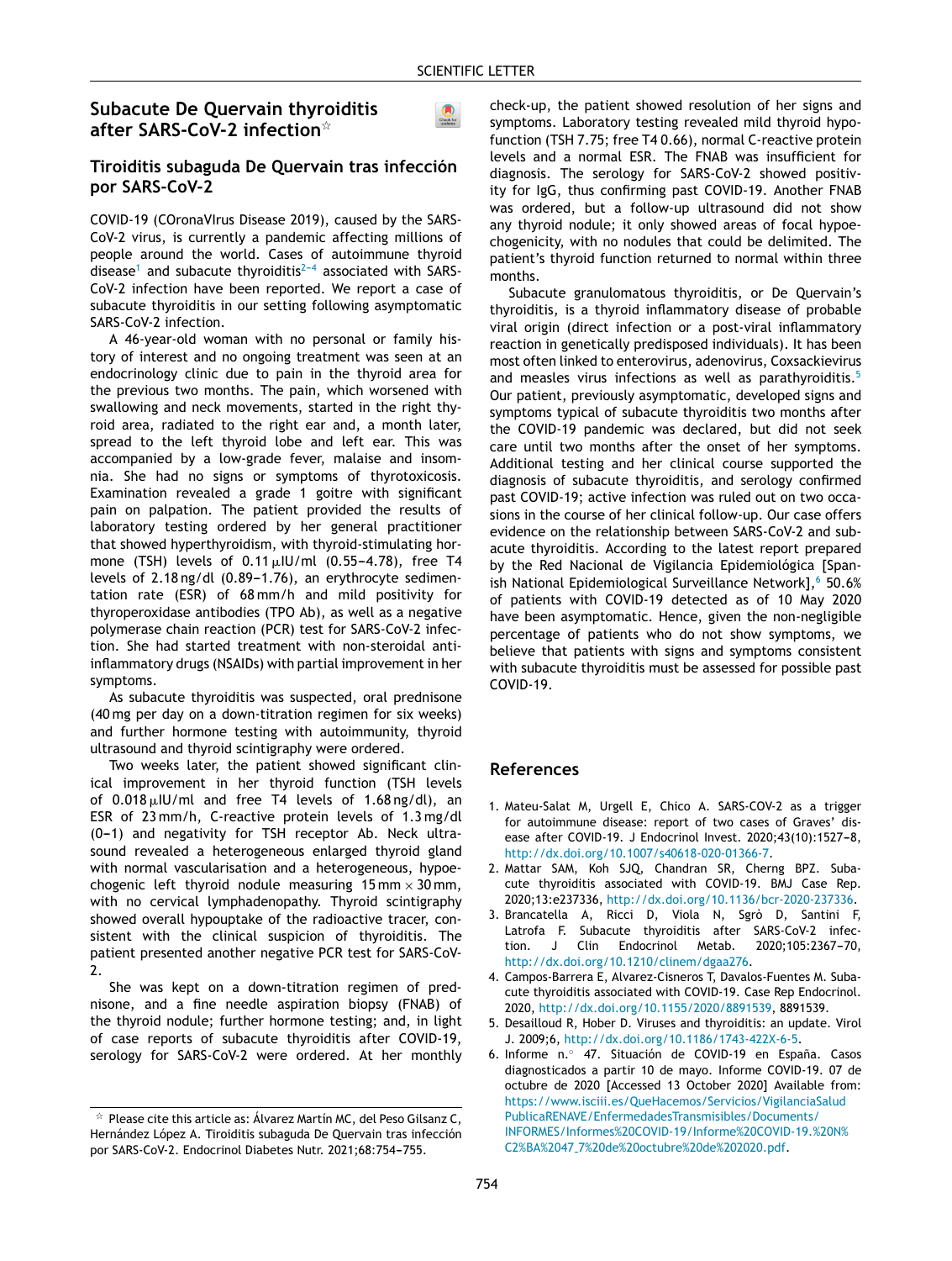# Subacute De Quervain thyroiditis after SARS-CoV-2 infection[☆]

## Tiroiditis subaguda De Quervain tras infección por SARS-CoV-2

COVID-19 (COronaVIrus Disease 2019), caused by the SARS-CoV-2 virus, is currently a pandemic affecting millions of people around the world. Cases of autoimmune thyroid disease[1] and subacute thyroiditis[2–4] associated with SARS-CoV-2 infection have been reported. We report a case of subacute thyroiditis in our setting following asymptomatic SARS-CoV-2 infection.

A 46-year-old woman with no personal or family history of interest and no ongoing treatment was seen at an endocrinology clinic due to pain in the thyroid area for the previous two months. The pain, which worsened with swallowing and neck movements, started in the right thyroid area, radiated to the right ear and, a month later, spread to the left thyroid lobe and left ear. This was accompanied by a low-grade fever, malaise and insomnia. She had no signs or symptoms of thyrotoxicosis. Examination revealed a grade 1 goitre with significant pain on palpation. The patient provided the results of laboratory testing ordered by her general practitioner that showed hyperthyroidism, with thyroid-stimulating hormone (TSH) levels of 0.11 μIU/ml (0.55–4.78), free T4 levels of 2.18 ng/dl (0.89–1.76), an erythrocyte sedimentation rate (ESR) of 68 mm/h and mild positivity for thyroperoxidase antibodies (TPO Ab), as well as a negative polymerase chain reaction (PCR) test for SARS-CoV-2 infection. She had started treatment with non-steroidal anti-inflammatory drugs (NSAIDs) with partial improvement in her symptoms.

As subacute thyroiditis was suspected, oral prednisone (40 mg per day on a down-titration regimen for six weeks) and further hormone testing with autoimmunity, thyroid ultrasound and thyroid scintigraphy were ordered.

Two weeks later, the patient showed significant clinical improvement in her thyroid function (TSH levels of 0.018 μIU/ml and free T4 levels of 1.68 ng/dl), an ESR of 23 mm/h, C-reactive protein levels of 1.3 mg/dl (0–1) and negativity for TSH receptor Ab. Neck ultrasound revealed a heterogeneous enlarged thyroid gland with normal vascularisation and a heterogeneous, hypoechogenic left thyroid nodule measuring 15 mm × 30 mm, with no cervical lymphadenopathy. Thyroid scintigraphy showed overall hypouptake of the radioactive tracer, consistent with the clinical suspicion of thyroiditis. The patient presented another negative PCR test for SARS-CoV-2.

She was kept on a down-titration regimen of prednisone, and a fine needle aspiration biopsy (FNAB) of the thyroid nodule; further hormone testing; and, in light of case reports of subacute thyroiditis after COVID-19, serology for SARS-CoV-2 were ordered. At her monthly check-up, the patient showed resolution of her signs and symptoms. Laboratory testing revealed mild thyroid hypofunction (TSH 7.75; free T4 0.66), normal C-reactive protein levels and a normal ESR. The FNAB was insufficient for diagnosis. The serology for SARS-CoV-2 showed positivity for IgG, thus confirming past COVID-19. Another FNAB was ordered, but a follow-up ultrasound did not show any thyroid nodule; it only showed areas of focal hypoechogenicity, with no nodules that could be delimited. The patient's thyroid function returned to normal within three months.

Subacute granulomatous thyroiditis, or De Quervain's thyroiditis, is a thyroid inflammatory disease of probable viral origin (direct infection or a post-viral inflammatory reaction in genetically predisposed individuals). It has been most often linked to enterovirus, adenovirus, Coxsackievirus and measles virus infections as well as parathyroiditis.[5] Our patient, previously asymptomatic, developed signs and symptoms typical of subacute thyroiditis two months after the COVID-19 pandemic was declared, but did not seek care until two months after the onset of her symptoms. Additional testing and her clinical course supported the diagnosis of subacute thyroiditis, and serology confirmed past COVID-19; active infection was ruled out on two occasions in the course of her clinical follow-up. Our case offers evidence on the relationship between SARS-CoV-2 and subacute thyroiditis. According to the latest report prepared by the Red Nacional de Vigilancia Epidemiológica [Spanish National Epidemiological Surveillance Network],[6] 50.6% of patients with COVID-19 detected as of 10 May 2020 have been asymptomatic. Hence, given the non-negligible percentage of patients who do not show symptoms, we believe that patients with signs and symptoms consistent with subacute thyroiditis must be assessed for possible past COVID-19.

## References

1. Mateu-Salat M, Urgell E, Chico A. SARS-COV-2 as a trigger for autoimmune disease: report of two cases of Graves' disease after COVID-19. J Endocrinol Invest. 2020;43(10):1527–8, http://dx.doi.org/10.1007/s40618-020-01366-7.
2. Mattar SAM, Koh SJQ, Chandran SR, Cherng BPZ. Subacute thyroiditis associated with COVID-19. BMJ Case Rep. 2020;13:e237336, http://dx.doi.org/10.1136/bcr-2020-237336.
3. Brancatella A, Ricci D, Viola N, Sgrò D, Santini F, Latrofa F. Subacute thyroiditis after SARS-CoV-2 infection. J Clin Endocrinol Metab. 2020;105:2367–70, http://dx.doi.org/10.1210/clinem/dgaa276.
4. Campos-Barrera E, Alvarez-Cisneros T, Davalos-Fuentes M. Subacute thyroiditis associated with COVID-19. Case Rep Endocrinol. 2020, http://dx.doi.org/10.1155/2020/8891539, 8891539.
5. Desailloud R, Hober D. Viruses and thyroiditis: an update. Virol J. 2009;6, http://dx.doi.org/10.1186/1743-422X-6-5.
6. Informe n.° 47. Situación de COVID-19 en España. Casos diagnosticados a partir 10 de mayo. Informe COVID-19. 07 de octubre de 2020 [Accessed 13 October 2020] Available from: https://www.isciii.es/QueHacemos/Servicios/VigilanciaSaludPublicaRENAVE/EnfermedadesTransmisibles/Documents/INFORMES/Informes%20COVID-19/Informe%20COVID-19.%20N%C2%BA%2047_7%20de%20octubre%20de%202020.pdf.

[☆] Please cite this article as: Álvarez Martín MC, del Peso Gilsanz C, Hernández López A. Tiroiditis subaguda De Quervain tras infección por SARS-CoV-2. Endocrinol Diabetes Nutr. 2021;68:754–755.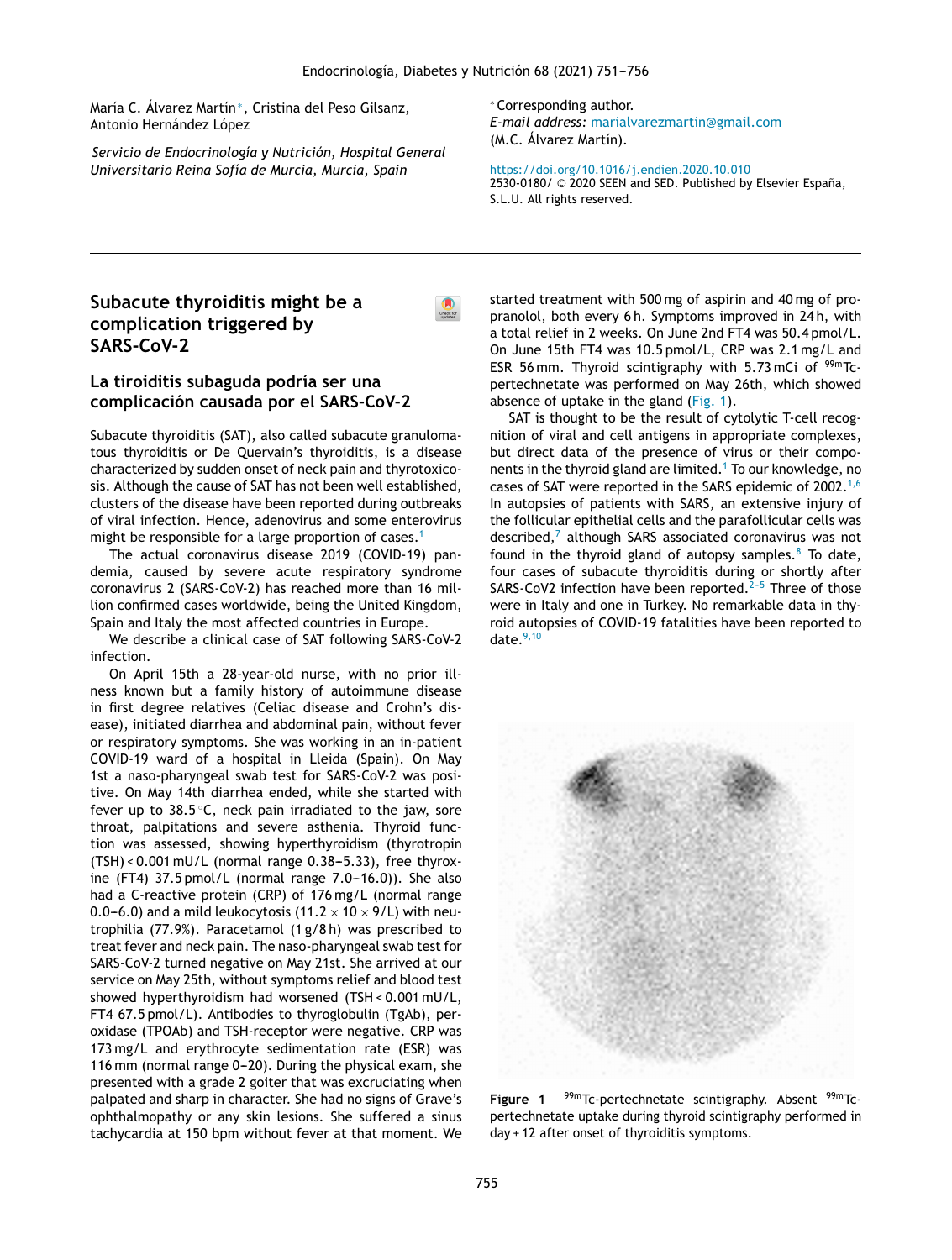María C. Álvarez Martín*, Cristina del Peso Gilsanz, Antonio Hernández López

*Servicio de Endocrinología y Nutrición, Hospital General Universitario Reina Sofía de Murcia, Murcia, Spain*

* Corresponding author.
*E-mail address:* marialvarezmartin@gmail.com
(M.C. Álvarez Martín).

https://doi.org/10.1016/j.endien.2020.10.010
2530-0180/ © 2020 SEEN and SED. Published by Elsevier España, S.L.U. All rights reserved.

---

## Subacute thyroiditis might be a complication triggered by SARS-CoV-2

## La tiroiditis subaguda podría ser una complicación causada por el SARS-CoV-2

Subacute thyroiditis (SAT), also called subacute granulomatous thyroiditis or De Quervain's thyroiditis, is a disease characterized by sudden onset of neck pain and thyrotoxicosis. Although the cause of SAT has not been well established, clusters of the disease have been reported during outbreaks of viral infection. Hence, adenovirus and some enterovirus might be responsible for a large proportion of cases.[1]

The actual coronavirus disease 2019 (COVID-19) pandemia, caused by severe acute respiratory syndrome coronavirus 2 (SARS-CoV-2) has reached more than 16 million confirmed cases worldwide, being the United Kingdom, Spain and Italy the most affected countries in Europe.

We describe a clinical case of SAT following SARS-CoV-2 infection.

On April 15th a 28-year-old nurse, with no prior illness known but a family history of autoimmune disease in first degree relatives (Celiac disease and Crohn's disease), initiated diarrhea and abdominal pain, without fever or respiratory symptoms. She was working in an in-patient COVID-19 ward of a hospital in Lleida (Spain). On May 1st a naso-pharyngeal swab test for SARS-CoV-2 was positive. On May 14th diarrhea ended, while she started with fever up to 38.5 °C, neck pain irradiated to the jaw, sore throat, palpitations and severe asthenia. Thyroid function was assessed, showing hyperthyroidism (thyrotropin (TSH) < 0.001 mU/L (normal range 0.38–5.33), free thyroxine (FT4) 37.5 pmol/L (normal range 7.0–16.0)). She also had a C-reactive protein (CRP) of 176 mg/L (normal range 0.0–6.0) and a mild leukocytosis ($11.2 \times 10 \times 9$/L) with neutrophilia (77.9%). Paracetamol (1 g/8 h) was prescribed to treat fever and neck pain. The naso-pharyngeal swab test for SARS-CoV-2 turned negative on May 21st. She arrived at our service on May 25th, without symptoms relief and blood test showed hyperthyroidism had worsened (TSH < 0.001 mU/L, FT4 67.5 pmol/L). Antibodies to thyroglobulin (TgAb), peroxidase (TPOAb) and TSH-receptor were negative. CRP was 173 mg/L and erythrocyte sedimentation rate (ESR) was 116 mm (normal range 0–20). During the physical exam, she presented with a grade 2 goiter that was excruciating when palpated and sharp in character. She had no signs of Grave's ophthalmopathy or any skin lesions. She suffered a sinus tachycardia at 150 bpm without fever at that moment. We started treatment with 500 mg of aspirin and 40 mg of propranolol, both every 6 h. Symptoms improved in 24 h, with a total relief in 2 weeks. On June 2nd FT4 was 50.4 pmol/L. On June 15th FT4 was 10.5 pmol/L, CRP was 2.1 mg/L and ESR 56 mm. Thyroid scintigraphy with 5.73 mCi of $^{99m}$Tc-pertechnetate was performed on May 26th, which showed absence of uptake in the gland (Fig. 1).

SAT is thought to be the result of cytolytic T-cell recognition of viral and cell antigens in appropriate complexes, but direct data of the presence of virus or their components in the thyroid gland are limited.[1] To our knowledge, no cases of SAT were reported in the SARS epidemic of 2002.[1,6] In autopsies of patients with SARS, an extensive injury of the follicular epithelial cells and the parafollicular cells was described,[7] although SARS associated coronavirus was not found in the thyroid gland of autopsy samples.[8] To date, four cases of subacute thyroiditis during or shortly after SARS-CoV2 infection have been reported.[2–5] Three of those were in Italy and one in Turkey. No remarkable data in thyroid autopsies of COVID-19 fatalities have been reported to date.[9,10]

**Figure 1** $^{99m}$Tc-pertechnetate scintigraphy. Absent $^{99m}$Tc-pertechnetate uptake during thyroid scintigraphy performed in day + 12 after onset of thyroiditis symptoms.